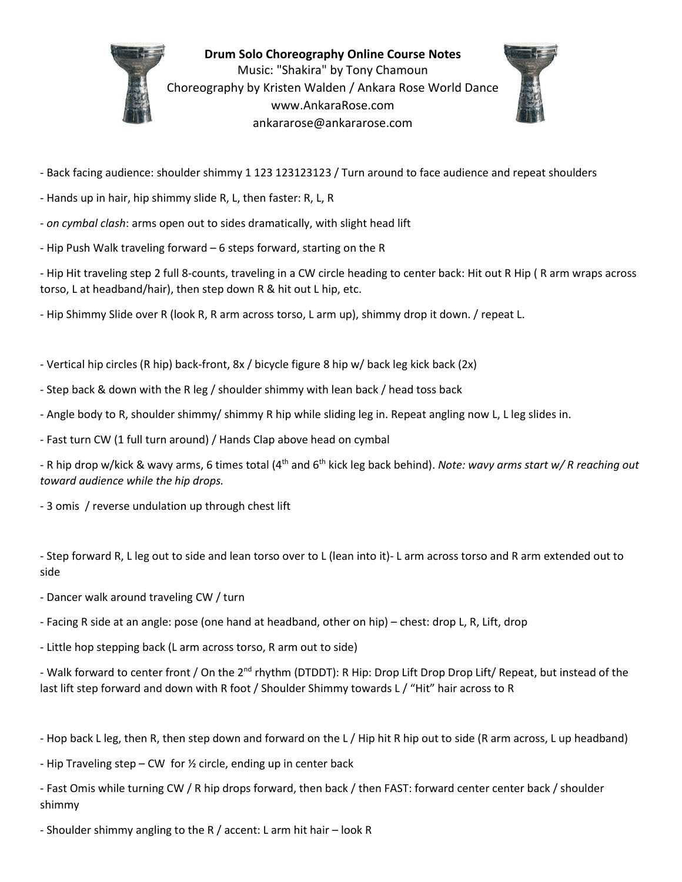**Drum Solo Choreography Online Course Notes**

Music: "Shakira" by Tony Chamoun

Choreography by Kristen Walden / Ankara Rose World Dance

www.AnkaraRose.com

ankararose@ankararose.com

- Back facing audience: shoulder shimmy 1 123 123123123 / Turn around to face audience and repeat shoulders
- Hands up in hair, hip shimmy slide R, L, then faster: R, L, R
- *on cymbal clash*: arms open out to sides dramatically, with slight head lift
- Hip Push Walk traveling forward – 6 steps forward, starting on the R
- Hip Hit traveling step 2 full 8-counts, traveling in a CW circle heading to center back: Hit out R Hip ( R arm wraps across torso, L at headband/hair), then step down R & hit out L hip, etc.
- Hip Shimmy Slide over R (look R, R arm across torso, L arm up), shimmy drop it down. / repeat L.

- Vertical hip circles (R hip) back-front, 8x / bicycle figure 8 hip w/ back leg kick back (2x)
- Step back & down with the R leg / shoulder shimmy with lean back / head toss back
- Angle body to R, shoulder shimmy/ shimmy R hip while sliding leg in. Repeat angling now L, L leg slides in.
- Fast turn CW (1 full turn around) / Hands Clap above head on cymbal
- R hip drop w/kick & wavy arms, 6 times total (4th and 6th kick leg back behind). *Note: wavy arms start w/ R reaching out toward audience while the hip drops.*
- 3 omis / reverse undulation up through chest lift

- Step forward R, L leg out to side and lean torso over to L (lean into it)- L arm across torso and R arm extended out to side
- Dancer walk around traveling CW / turn
- Facing R side at an angle: pose (one hand at headband, other on hip) – chest: drop L, R, Lift, drop
- Little hop stepping back (L arm across torso, R arm out to side)
- Walk forward to center front / On the 2nd rhythm (DTDDT): R Hip: Drop Lift Drop Drop Lift/ Repeat, but instead of the last lift step forward and down with R foot / Shoulder Shimmy towards L / "Hit" hair across to R

- Hop back L leg, then R, then step down and forward on the L / Hip hit R hip out to side (R arm across, L up headband)
- Hip Traveling step – CW for ½ circle, ending up in center back
- Fast Omis while turning CW / R hip drops forward, then back / then FAST: forward center center back / shoulder shimmy
- Shoulder shimmy angling to the R / accent: L arm hit hair – look R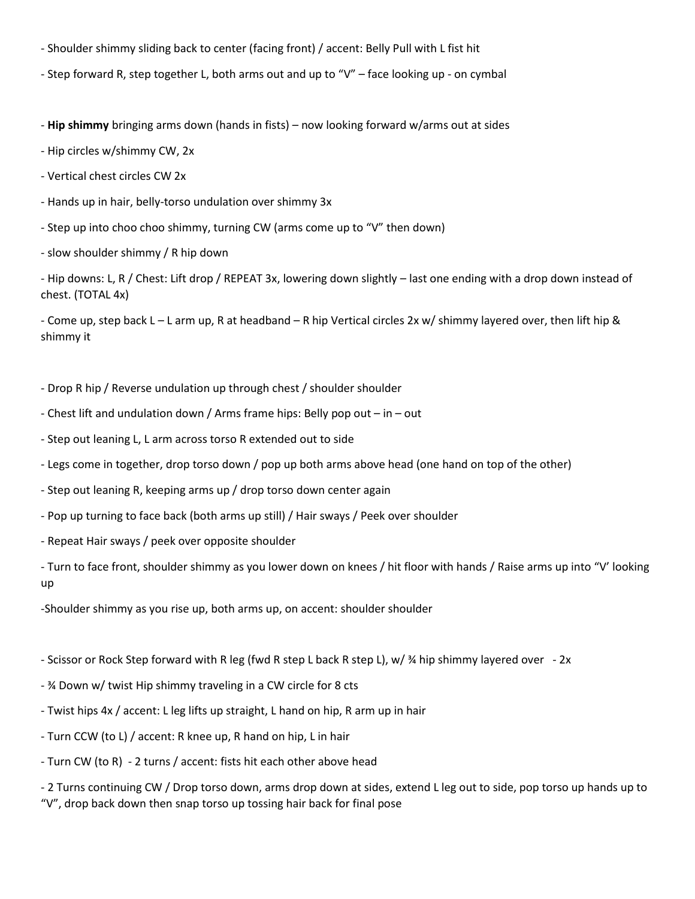- Shoulder shimmy sliding back to center (facing front) / accent: Belly Pull with L fist hit

- Step forward R, step together L, both arms out and up to "V" – face looking up - on cymbal

- **Hip shimmy** bringing arms down (hands in fists) – now looking forward w/arms out at sides

- Hip circles w/shimmy CW, 2x

- Vertical chest circles CW 2x

- Hands up in hair, belly-torso undulation over shimmy 3x

- Step up into choo choo shimmy, turning CW (arms come up to "V" then down)

- slow shoulder shimmy / R hip down

- Hip downs: L, R / Chest: Lift drop / REPEAT 3x, lowering down slightly – last one ending with a drop down instead of chest. (TOTAL 4x)

- Come up, step back L – L arm up, R at headband – R hip Vertical circles 2x w/ shimmy layered over, then lift hip & shimmy it

- Drop R hip / Reverse undulation up through chest / shoulder shoulder

- Chest lift and undulation down / Arms frame hips: Belly pop out – in – out

- Step out leaning L, L arm across torso R extended out to side

- Legs come in together, drop torso down / pop up both arms above head (one hand on top of the other)

- Step out leaning R, keeping arms up / drop torso down center again

- Pop up turning to face back (both arms up still) / Hair sways / Peek over shoulder

- Repeat Hair sways / peek over opposite shoulder

- Turn to face front, shoulder shimmy as you lower down on knees / hit floor with hands / Raise arms up into "V' looking up

-Shoulder shimmy as you rise up, both arms up, on accent: shoulder shoulder

- Scissor or Rock Step forward with R leg (fwd R step L back R step L), w/ ¾ hip shimmy layered over - 2x

- ¾ Down w/ twist Hip shimmy traveling in a CW circle for 8 cts

- Twist hips 4x / accent: L leg lifts up straight, L hand on hip, R arm up in hair

- Turn CCW (to L) / accent: R knee up, R hand on hip, L in hair

- Turn CW (to R) - 2 turns / accent: fists hit each other above head

- 2 Turns continuing CW / Drop torso down, arms drop down at sides, extend L leg out to side, pop torso up hands up to "V", drop back down then snap torso up tossing hair back for final pose